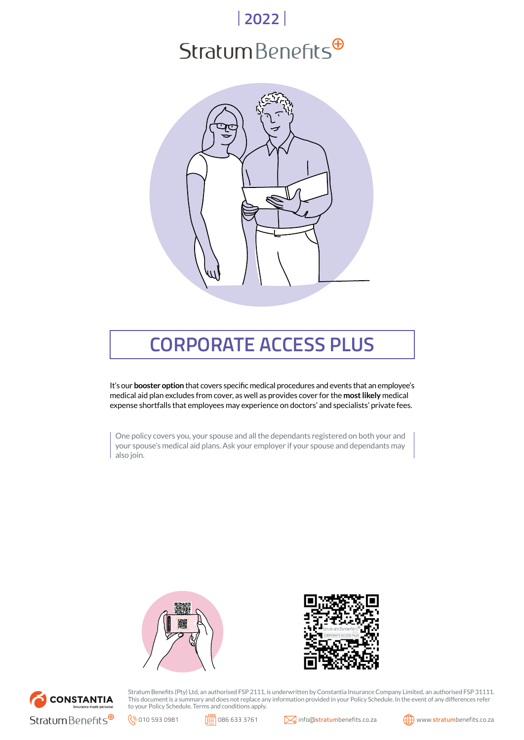| 2022 |

Stratum Benefits

# CORPORATE ACCESS PLUS

It's our **booster option** that covers specific medical procedures and events that an employee's medical aid plan excludes from cover, as well as provides cover for the **most likely** medical expense shortfalls that employees may experience on doctors' and specialists' private fees.

One policy covers you, your spouse and all the dependants registered on both your and your spouse's medical aid plans. Ask your employer if your spouse and dependants may also join.

Stratum Benefits (Pty) Ltd, an authorised FSP 2111, is underwritten by Constantia Insurance Company Limited, an authorised FSP 31111. This document is a summary and does not replace any information provided in your Policy Schedule. In the event of any differences refer to your Policy Schedule. Terms and conditions apply.

010 593 0981 | 086 633 3761 | info@stratumbenefits.co.za | www.stratumbenefits.co.za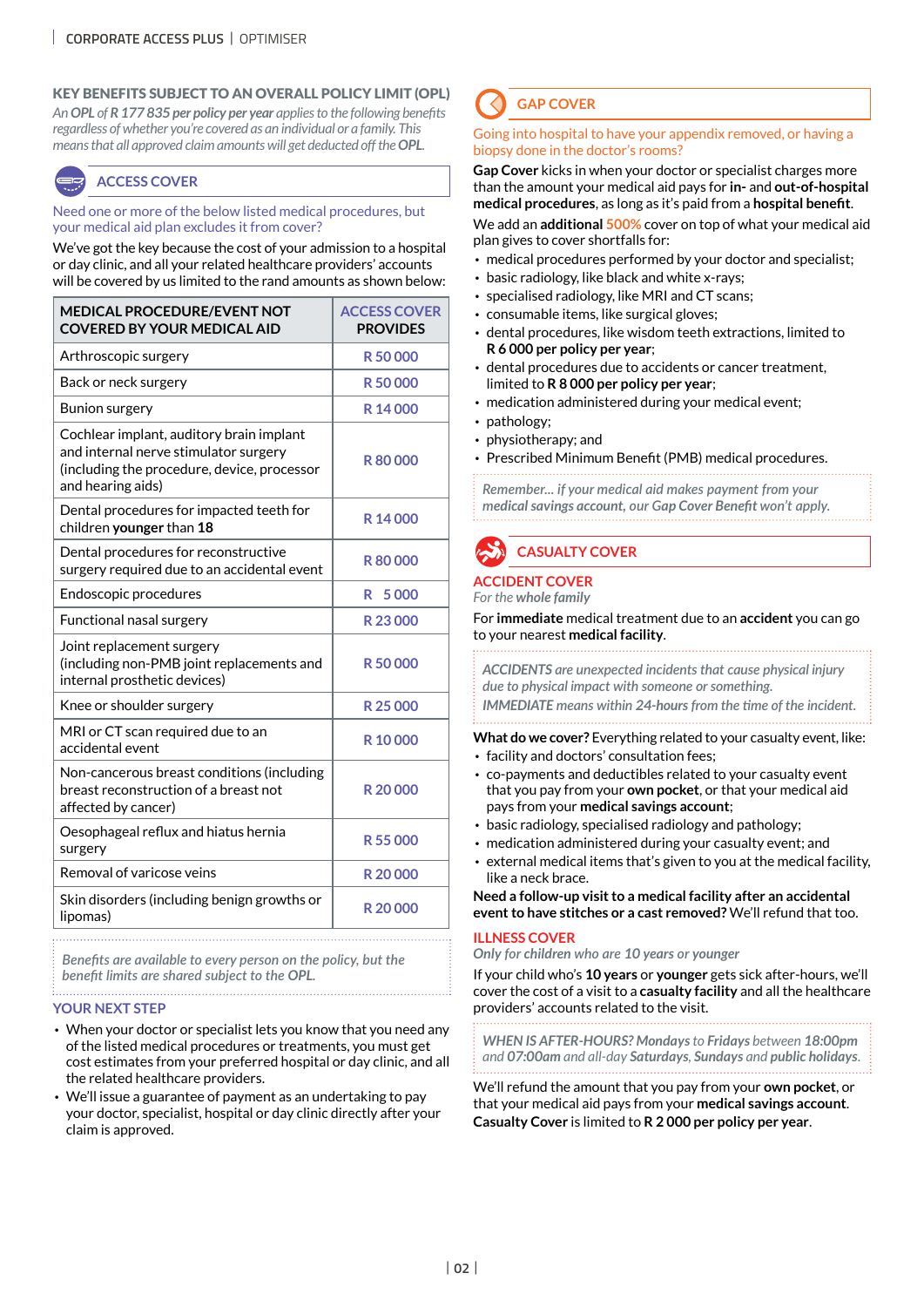## KEY BENEFITS SUBJECT TO AN OVERALL POLICY LIMIT (OPL)

*An **OPL** of **R 177 835 per policy per year** applies to the following benefits regardless of whether you're covered as an individual or a family. This means that all approved claim amounts will get deducted off the **OPL**.*

### ACCESS COVER

Need one or more of the below listed medical procedures, but your medical aid plan excludes it from cover?

We've got the key because the cost of your admission to a hospital or day clinic, and all your related healthcare providers' accounts will be covered by us limited to the rand amounts as shown below:

| MEDICAL PROCEDURE/EVENT NOT COVERED BY YOUR MEDICAL AID | ACCESS COVER PROVIDES |
|---|---|
| Arthroscopic surgery | R 50 000 |
| Back or neck surgery | R 50 000 |
| Bunion surgery | R 14 000 |
| Cochlear implant, auditory brain implant and internal nerve stimulator surgery (including the procedure, device, processor and hearing aids) | R 80 000 |
| Dental procedures for impacted teeth for children **younger** than **18** | R 14 000 |
| Dental procedures for reconstructive surgery required due to an accidental event | R 80 000 |
| Endoscopic procedures | R 5 000 |
| Functional nasal surgery | R 23 000 |
| Joint replacement surgery (including non-PMB joint replacements and internal prosthetic devices) | R 50 000 |
| Knee or shoulder surgery | R 25 000 |
| MRI or CT scan required due to an accidental event | R 10 000 |
| Non-cancerous breast conditions (including breast reconstruction of a breast not affected by cancer) | R 20 000 |
| Oesophageal reflux and hiatus hernia surgery | R 55 000 |
| Removal of varicose veins | R 20 000 |
| Skin disorders (including benign growths or lipomas) | R 20 000 |

*Benefits are available to every person on the policy, but the benefit limits are shared subject to the OPL.*

#### YOUR NEXT STEP

- When your doctor or specialist lets you know that you need any of the listed medical procedures or treatments, you must get cost estimates from your preferred hospital or day clinic, and all the related healthcare providers.
- We'll issue a guarantee of payment as an undertaking to pay your doctor, specialist, hospital or day clinic directly after your claim is approved.

### GAP COVER

Going into hospital to have your appendix removed, or having a biopsy done in the doctor's rooms?

**Gap Cover** kicks in when your doctor or specialist charges more than the amount your medical aid pays for **in-** and **out-of-hospital medical procedures**, as long as it's paid from a **hospital benefit**.

We add an **additional** 500% cover on top of what your medical aid plan gives to cover shortfalls for:

- medical procedures performed by your doctor and specialist;
- basic radiology, like black and white x-rays;
- specialised radiology, like MRI and CT scans;
- consumable items, like surgical gloves;
- dental procedures, like wisdom teeth extractions, limited to **R 6 000 per policy per year**;
- dental procedures due to accidents or cancer treatment, limited to **R 8 000 per policy per year**;
- medication administered during your medical event;
- pathology;
- physiotherapy; and
- Prescribed Minimum Benefit (PMB) medical procedures.

*Remember... if your medical aid makes payment from your **medical savings account**, our **Gap Cover Benefit** won't apply.*

### CASUALTY COVER

#### ACCIDENT COVER

*For the **whole family***

For **immediate** medical treatment due to an **accident** you can go to your nearest **medical facility**.

***ACCIDENTS** are unexpected incidents that cause physical injury due to physical impact with someone or something.*
***IMMEDIATE** means within **24-hours** from the time of the incident.*

**What do we cover?** Everything related to your casualty event, like:

- facility and doctors' consultation fees;
- co-payments and deductibles related to your casualty event that you pay from your **own pocket**, or that your medical aid pays from your **medical savings account**;
- basic radiology, specialised radiology and pathology;
- medication administered during your casualty event; and
- external medical items that's given to you at the medical facility, like a neck brace.

**Need a follow-up visit to a medical facility after an accidental event to have stitches or a cast removed?** We'll refund that too.

#### ILLNESS COVER

*Only for **children** who are **10 years** or **younger***

If your child who's **10 years** or **younger** gets sick after-hours, we'll cover the cost of a visit to a **casualty facility** and all the healthcare providers' accounts related to the visit.

***WHEN IS AFTER-HOURS?** **Mondays** to **Fridays** between **18:00pm** and **07:00am** and all-day **Saturdays**, **Sundays** and **public holidays**.*

We'll refund the amount that you pay from your **own pocket**, or that your medical aid pays from your **medical savings account**.
**Casualty Cover** is limited to **R 2 000 per policy per year**.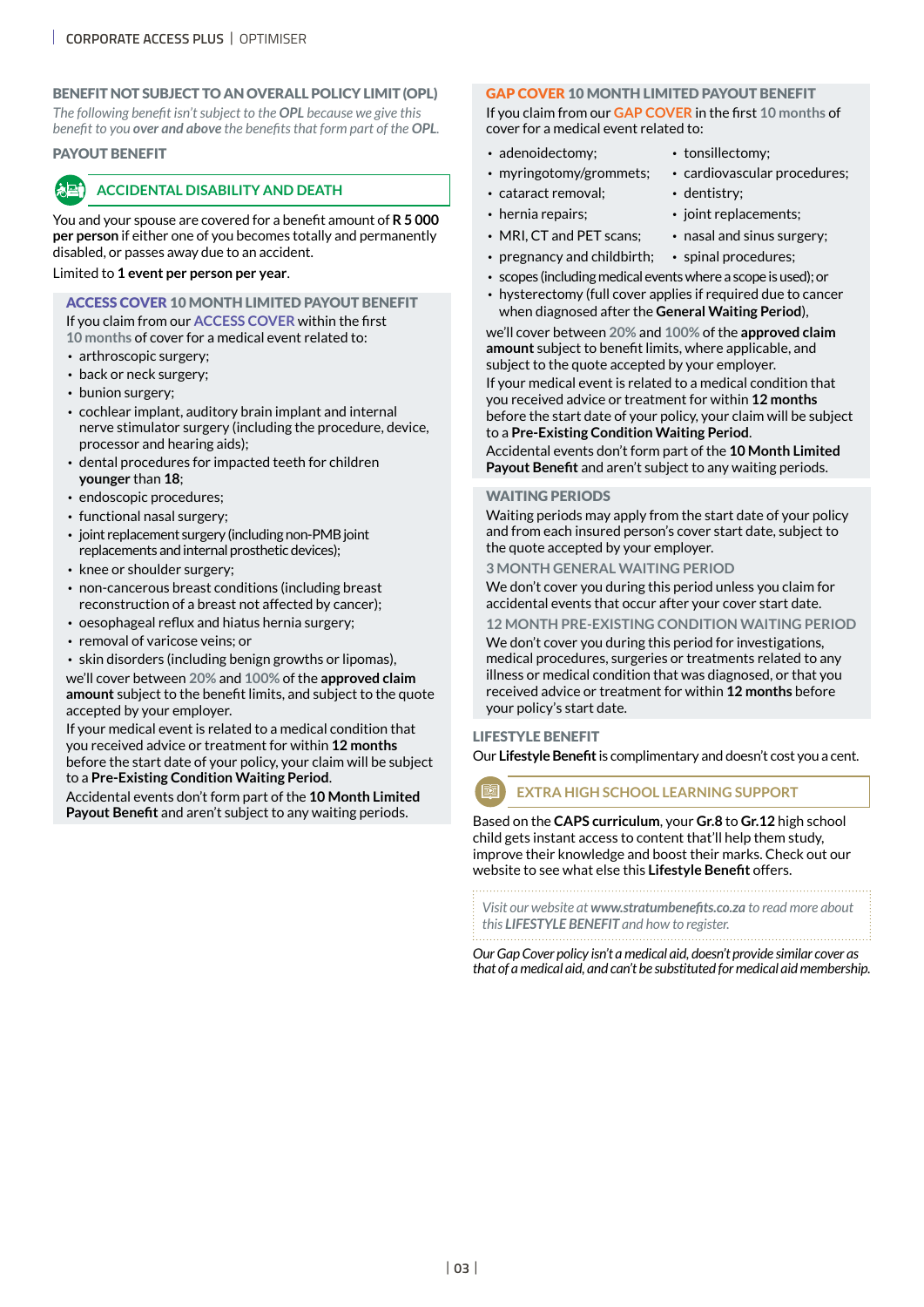## BENEFIT NOT SUBJECT TO AN OVERALL POLICY LIMIT (OPL)

*The following benefit isn't subject to the **OPL** because we give this benefit to you **over and above** the benefits that form part of the **OPL**.*

### PAYOUT BENEFIT

#### ACCIDENTAL DISABILITY AND DEATH

You and your spouse are covered for a benefit amount of **R 5 000 per person** if either one of you becomes totally and permanently disabled, or passes away due to an accident.

Limited to **1 event per person per year**.

#### ACCESS COVER 10 MONTH LIMITED PAYOUT BENEFIT

If you claim from our ACCESS COVER within the first 10 months of cover for a medical event related to:

- arthroscopic surgery;
- back or neck surgery;
- bunion surgery;
- cochlear implant, auditory brain implant and internal nerve stimulator surgery (including the procedure, device, processor and hearing aids);
- dental procedures for impacted teeth for children **younger** than **18**;
- endoscopic procedures;
- functional nasal surgery;
- joint replacement surgery (including non-PMB joint replacements and internal prosthetic devices);
- knee or shoulder surgery;
- non-cancerous breast conditions (including breast reconstruction of a breast not affected by cancer);
- oesophageal reflux and hiatus hernia surgery;
- removal of varicose veins; or
- skin disorders (including benign growths or lipomas),

we'll cover between 20% and 100% of the **approved claim amount** subject to the benefit limits, and subject to the quote accepted by your employer.

If your medical event is related to a medical condition that you received advice or treatment for within **12 months** before the start date of your policy, your claim will be subject to a **Pre-Existing Condition Waiting Period**.

Accidental events don't form part of the **10 Month Limited Payout Benefit** and aren't subject to any waiting periods.

#### GAP COVER 10 MONTH LIMITED PAYOUT BENEFIT

If you claim from our GAP COVER in the first 10 months of cover for a medical event related to:

- adenoidectomy;
- myringotomy/grommets;
- cataract removal;
- hernia repairs;
- MRI, CT and PET scans;
- pregnancy and childbirth;
- tonsillectomy;
- cardiovascular procedures;
- dentistry;
- joint replacements;
- nasal and sinus surgery;
- spinal procedures;
- scopes (including medical events where a scope is used); or
- hysterectomy (full cover applies if required due to cancer when diagnosed after the **General Waiting Period**),

we'll cover between 20% and 100% of the **approved claim amount** subject to benefit limits, where applicable, and subject to the quote accepted by your employer.

If your medical event is related to a medical condition that you received advice or treatment for within **12 months** before the start date of your policy, your claim will be subject to a **Pre-Existing Condition Waiting Period**.

Accidental events don't form part of the **10 Month Limited Payout Benefit** and aren't subject to any waiting periods.

### WAITING PERIODS

Waiting periods may apply from the start date of your policy and from each insured person's cover start date, subject to the quote accepted by your employer.

#### 3 MONTH GENERAL WAITING PERIOD

We don't cover you during this period unless you claim for accidental events that occur after your cover start date.

#### 12 MONTH PRE-EXISTING CONDITION WAITING PERIOD

We don't cover you during this period for investigations, medical procedures, surgeries or treatments related to any illness or medical condition that was diagnosed, or that you received advice or treatment for within **12 months** before your policy's start date.

### LIFESTYLE BENEFIT

Our **Lifestyle Benefit** is complimentary and doesn't cost you a cent.

#### EXTRA HIGH SCHOOL LEARNING SUPPORT

Based on the **CAPS curriculum**, your **Gr.8** to **Gr.12** high school child gets instant access to content that'll help them study, improve their knowledge and boost their marks. Check out our website to see what else this **Lifestyle Benefit** offers.

*Visit our website at **www.stratumbenefits.co.za** to read more about this **LIFESTYLE BENEFIT** and how to register.*

*Our Gap Cover policy isn't a medical aid, doesn't provide similar cover as that of a medical aid, and can't be substituted for medical aid membership.*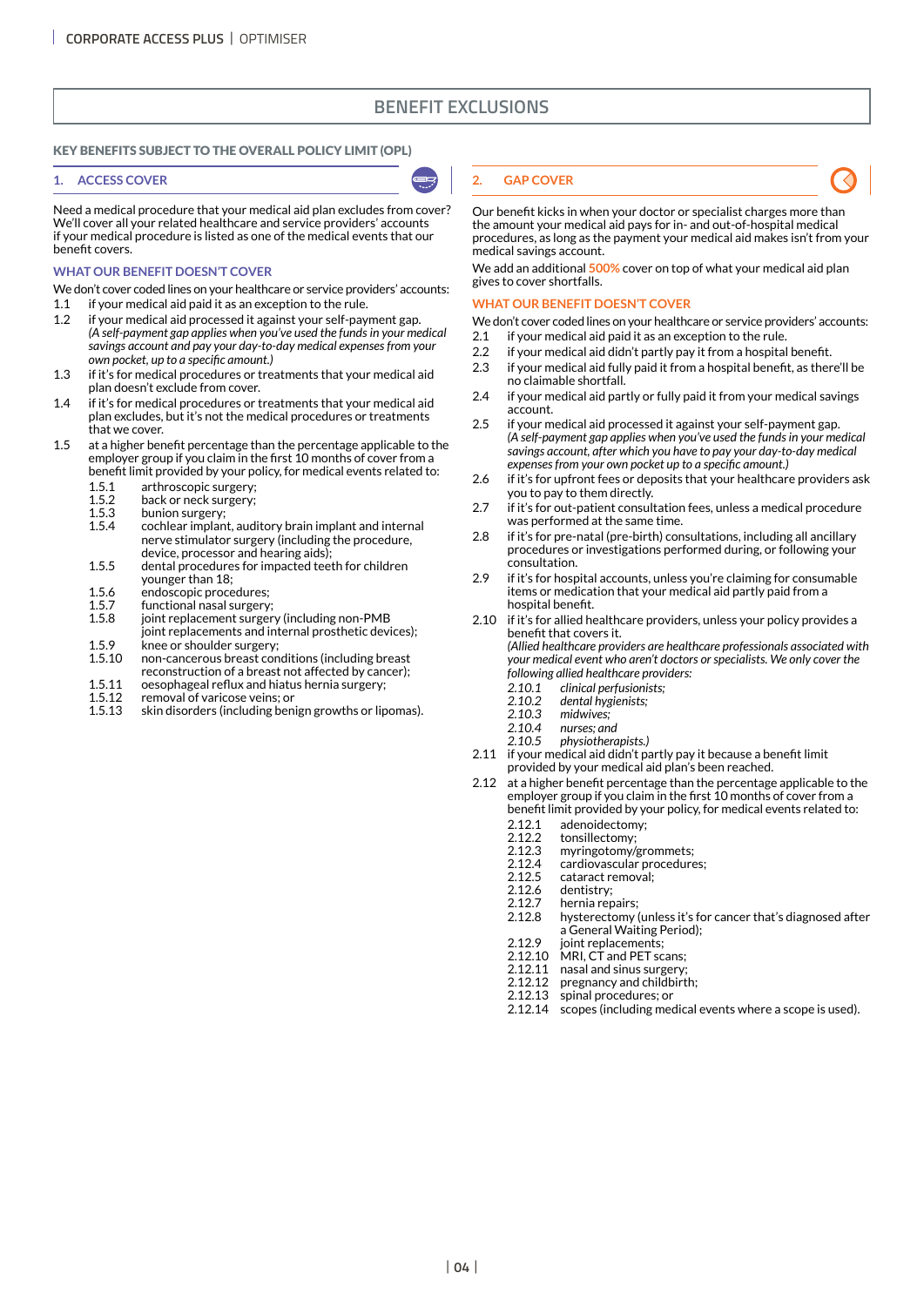# BENEFIT EXCLUSIONS

## KEY BENEFITS SUBJECT TO THE OVERALL POLICY LIMIT (OPL)

### 1. ACCESS COVER

Need a medical procedure that your medical aid plan excludes from cover? We'll cover all your related healthcare and service providers' accounts if your medical procedure is listed as one of the medical events that our benefit covers.

#### WHAT OUR BENEFIT DOESN'T COVER

We don't cover coded lines on your healthcare or service providers' accounts:

1.1 if your medical aid paid it as an exception to the rule.

1.2 if your medical aid processed it against your self-payment gap.
*(A self-payment gap applies when you've used the funds in your medical savings account and pay your day-to-day medical expenses from your own pocket, up to a specific amount.)*

1.3 if it's for medical procedures or treatments that your medical aid plan doesn't exclude from cover.

1.4 if it's for medical procedures or treatments that your medical aid plan excludes, but it's not the medical procedures or treatments that we cover.

1.5 at a higher benefit percentage than the percentage applicable to the employer group if you claim in the first 10 months of cover from a benefit limit provided by your policy, for medical events related to:

- 1.5.1 arthroscopic surgery;
- 1.5.2 back or neck surgery;
- 1.5.3 bunion surgery;
- 1.5.4 cochlear implant, auditory brain implant and internal nerve stimulator surgery (including the procedure, device, processor and hearing aids);
- 1.5.5 dental procedures for impacted teeth for children younger than 18;
- 1.5.6 endoscopic procedures;
- 1.5.7 functional nasal surgery;
- 1.5.8 joint replacement surgery (including non-PMB joint replacements and internal prosthetic devices);
- 1.5.9 knee or shoulder surgery;
- 1.5.10 non-cancerous breast conditions (including breast reconstruction of a breast not affected by cancer);
- 1.5.11 oesophageal reflux and hiatus hernia surgery;
- 1.5.12 removal of varicose veins; or
- 1.5.13 skin disorders (including benign growths or lipomas).

### 2. GAP COVER

Our benefit kicks in when your doctor or specialist charges more than the amount your medical aid pays for in- and out-of-hospital medical procedures, as long as the payment your medical aid makes isn't from your medical savings account.

We add an additional 500% cover on top of what your medical aid plan gives to cover shortfalls.

#### WHAT OUR BENEFIT DOESN'T COVER

We don't cover coded lines on your healthcare or service providers' accounts:

2.1 if your medical aid paid it as an exception to the rule.

2.2 if your medical aid didn't partly pay it from a hospital benefit.

2.3 if your medical aid fully paid it from a hospital benefit, as there'll be no claimable shortfall.

2.4 if your medical aid partly or fully paid it from your medical savings account.

2.5 if your medical aid processed it against your self-payment gap.
*(A self-payment gap applies when you've used the funds in your medical savings account, after which you have to pay your day-to-day medical expenses from your own pocket up to a specific amount.)*

2.6 if it's for upfront fees or deposits that your healthcare providers ask you to pay to them directly.

2.7 if it's for out-patient consultation fees, unless a medical procedure was performed at the same time.

2.8 if it's for pre-natal (pre-birth) consultations, including all ancillary procedures or investigations performed during, or following your consultation.

2.9 if it's for hospital accounts, unless you're claiming for consumable items or medication that your medical aid partly paid from a hospital benefit.

2.10 if it's for allied healthcare providers, unless your policy provides a benefit that covers it.
*(Allied healthcare providers are healthcare professionals associated with your medical event who aren't doctors or specialists. We only cover the following allied healthcare providers:*

- *2.10.1 clinical perfusionists;*
- *2.10.2 dental hygienists;*
- *2.10.3 midwives;*
- *2.10.4 nurses; and*
- *2.10.5 physiotherapists.)*

2.11 if your medical aid didn't partly pay it because a benefit limit provided by your medical aid plan's been reached.

2.12 at a higher benefit percentage than the percentage applicable to the employer group if you claim in the first 10 months of cover from a benefit limit provided by your policy, for medical events related to:

- 2.12.1 adenoidectomy;
- 2.12.2 tonsillectomy;
- 2.12.3 myringotomy/grommets;
- 2.12.4 cardiovascular procedures;
- 2.12.5 cataract removal;
- 2.12.6 dentistry;
- 2.12.7 hernia repairs;
- 2.12.8 hysterectomy (unless it's for cancer that's diagnosed after a General Waiting Period);
- 2.12.9 joint replacements;
- 2.12.10 MRI, CT and PET scans;
- 2.12.11 nasal and sinus surgery;
- 2.12.12 pregnancy and childbirth;
- 2.12.13 spinal procedures; or
- 2.12.14 scopes (including medical events where a scope is used).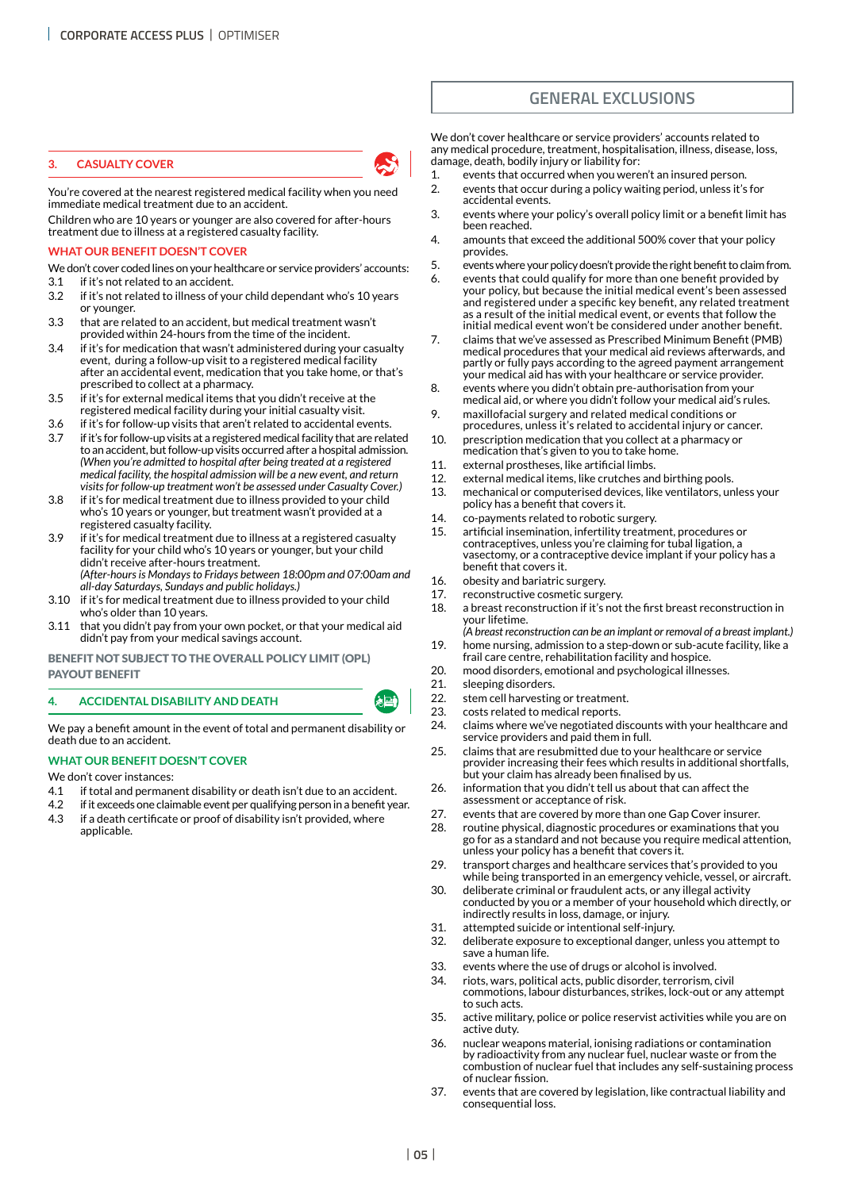## 3. CASUALTY COVER

You're covered at the nearest registered medical facility when you need immediate medical treatment due to an accident.

Children who are 10 years or younger are also covered for after-hours treatment due to illness at a registered casualty facility.

### WHAT OUR BENEFIT DOESN'T COVER

We don't cover coded lines on your healthcare or service providers' accounts:

3.1 if it's not related to an accident.

3.2 if it's not related to illness of your child dependant who's 10 years or younger.

3.3 that are related to an accident, but medical treatment wasn't provided within 24-hours from the time of the incident.

3.4 if it's for medication that wasn't administered during your casualty event, during a follow-up visit to a registered medical facility after an accidental event, medication that you take home, or that's prescribed to collect at a pharmacy.

3.5 if it's for external medical items that you didn't receive at the registered medical facility during your initial casualty visit.

3.6 if it's for follow-up visits that aren't related to accidental events.

3.7 if it's for follow-up visits at a registered medical facility that are related to an accident, but follow-up visits occurred after a hospital admission. *(When you're admitted to hospital after being treated at a registered medical facility, the hospital admission will be a new event, and return visits for follow-up treatment won't be assessed under Casualty Cover.)*

3.8 if it's for medical treatment due to illness provided to your child who's 10 years or younger, but treatment wasn't provided at a registered casualty facility.

3.9 if it's for medical treatment due to illness at a registered casualty facility for your child who's 10 years or younger, but your child didn't receive after-hours treatment.
*(After-hours is Mondays to Fridays between 18:00pm and 07:00am and all-day Saturdays, Sundays and public holidays.)*

3.10 if it's for medical treatment due to illness provided to your child who's older than 10 years.

3.11 that you didn't pay from your own pocket, or that your medical aid didn't pay from your medical savings account.

**BENEFIT NOT SUBJECT TO THE OVERALL POLICY LIMIT (OPL) PAYOUT BENEFIT**

## 4. ACCIDENTAL DISABILITY AND DEATH

We pay a benefit amount in the event of total and permanent disability or death due to an accident.

### WHAT OUR BENEFIT DOESN'T COVER

We don't cover instances:

4.1 if total and permanent disability or death isn't due to an accident.

4.2 if it exceeds one claimable event per qualifying person in a benefit year.

4.3 if a death certificate or proof of disability isn't provided, where applicable.

## GENERAL EXCLUSIONS

We don't cover healthcare or service providers' accounts related to any medical procedure, treatment, hospitalisation, illness, disease, loss, damage, death, bodily injury or liability for:

1. events that occurred when you weren't an insured person.
2. events that occur during a policy waiting period, unless it's for accidental events.
3. events where your policy's overall policy limit or a benefit limit has been reached.
4. amounts that exceed the additional 500% cover that your policy provides.
5. events where your policy doesn't provide the right benefit to claim from.
6. events that could qualify for more than one benefit provided by your policy, but because the initial medical event's been assessed and registered under a specific key benefit, any related treatment as a result of the initial medical event, or events that follow the initial medical event won't be considered under another benefit.
7. claims that we've assessed as Prescribed Minimum Benefit (PMB) medical procedures that your medical aid reviews afterwards, and partly or fully pays according to the agreed payment arrangement your medical aid has with your healthcare or service provider.
8. events where you didn't obtain pre-authorisation from your medical aid, or where you didn't follow your medical aid's rules.
9. maxillofacial surgery and related medical conditions or procedures, unless it's related to accidental injury or cancer.
10. prescription medication that you collect at a pharmacy or medication that's given to you to take home.
11. external prostheses, like artificial limbs.
12. external medical items, like crutches and birthing pools.
13. mechanical or computerised devices, like ventilators, unless your policy has a benefit that covers it.
14. co-payments related to robotic surgery.
15. artificial insemination, infertility treatment, procedures or contraceptives, unless you're claiming for tubal ligation, a vasectomy, or a contraceptive device implant if your policy has a benefit that covers it.
16. obesity and bariatric surgery.
17. reconstructive cosmetic surgery.
18. a breast reconstruction if it's not the first breast reconstruction in your lifetime.
*(A breast reconstruction can be an implant or removal of a breast implant.)*
19. home nursing, admission to a step-down or sub-acute facility, like a frail care centre, rehabilitation facility and hospice.
20. mood disorders, emotional and psychological illnesses.
21. sleeping disorders.
22. stem cell harvesting or treatment.
23. costs related to medical reports.
24. claims where we've negotiated discounts with your healthcare and service providers and paid them in full.
25. claims that are resubmitted due to your healthcare or service provider increasing their fees which results in additional shortfalls, but your claim has already been finalised by us.
26. information that you didn't tell us about that can affect the assessment or acceptance of risk.
27. events that are covered by more than one Gap Cover insurer.
28. routine physical, diagnostic procedures or examinations that you go for as a standard and not because you require medical attention, unless your policy has a benefit that covers it.
29. transport charges and healthcare services that's provided to you while being transported in an emergency vehicle, vessel, or aircraft.
30. deliberate criminal or fraudulent acts, or any illegal activity conducted by you or a member of your household which directly, or indirectly results in loss, damage, or injury.
31. attempted suicide or intentional self-injury.
32. deliberate exposure to exceptional danger, unless you attempt to save a human life.
33. events where the use of drugs or alcohol is involved.
34. riots, wars, political acts, public disorder, terrorism, civil commotions, labour disturbances, strikes, lock-out or any attempt to such acts.
35. active military, police or police reservist activities while you are on active duty.
36. nuclear weapons material, ionising radiations or contamination by radioactivity from any nuclear fuel, nuclear waste or from the combustion of nuclear fuel that includes any self-sustaining process of nuclear fission.
37. events that are covered by legislation, like contractual liability and consequential loss.